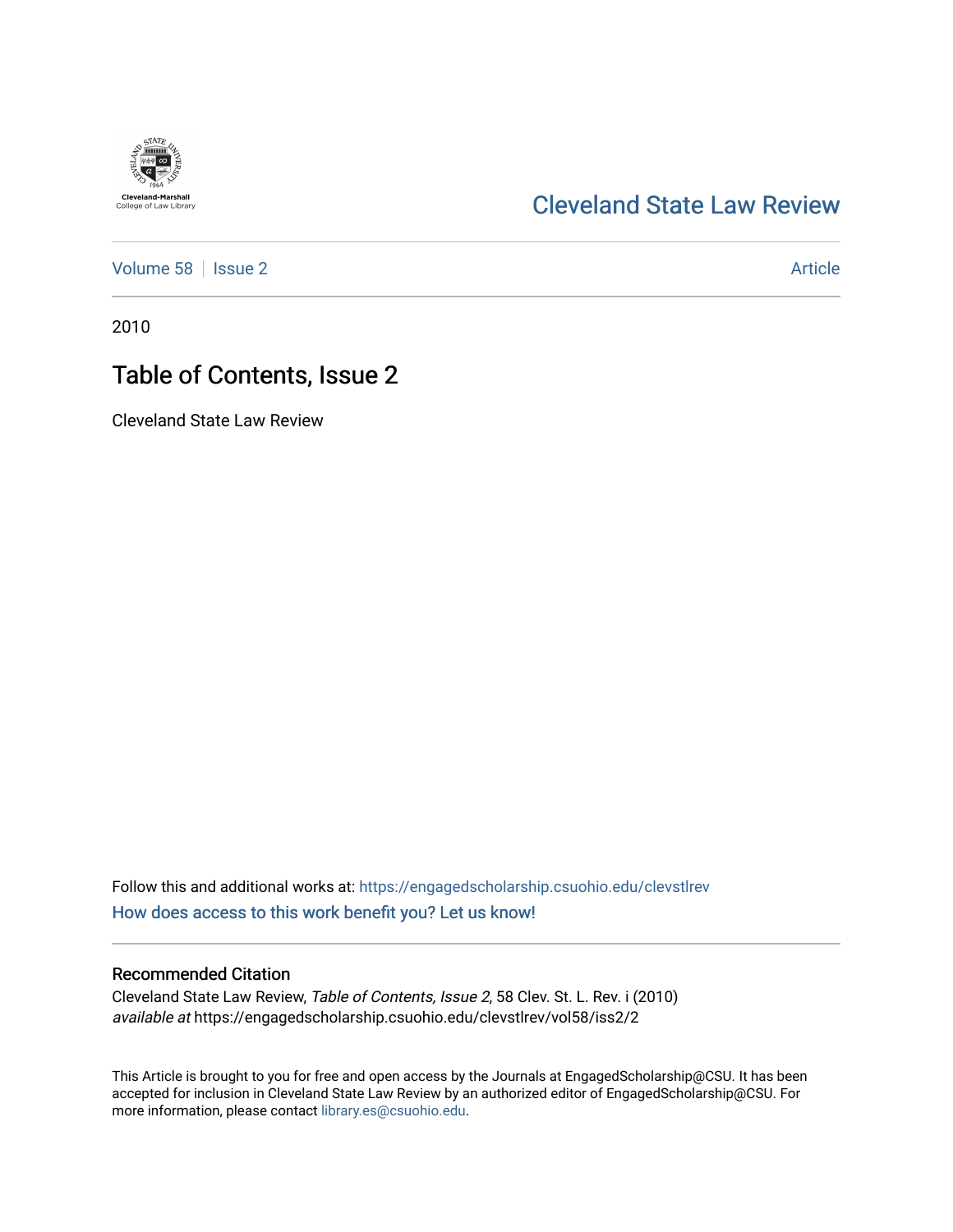Cleveland-Marshall College of Law Library

# Cleveland State Law Review

Volume 58 | Issue 2 | Article

2010

## Table of Contents, Issue 2

Cleveland State Law Review

Follow this and additional works at: https://engagedscholarship.csuohio.edu/clevstlrev

How does access to this work benefit you? Let us know!

### Recommended Citation

Cleveland State Law Review, *Table of Contents, Issue 2*, 58 Clev. St. L. Rev. i (2010)
*available at* https://engagedscholarship.csuohio.edu/clevstlrev/vol58/iss2/2

This Article is brought to you for free and open access by the Journals at EngagedScholarship@CSU. It has been accepted for inclusion in Cleveland State Law Review by an authorized editor of EngagedScholarship@CSU. For more information, please contact library.es@csuohio.edu.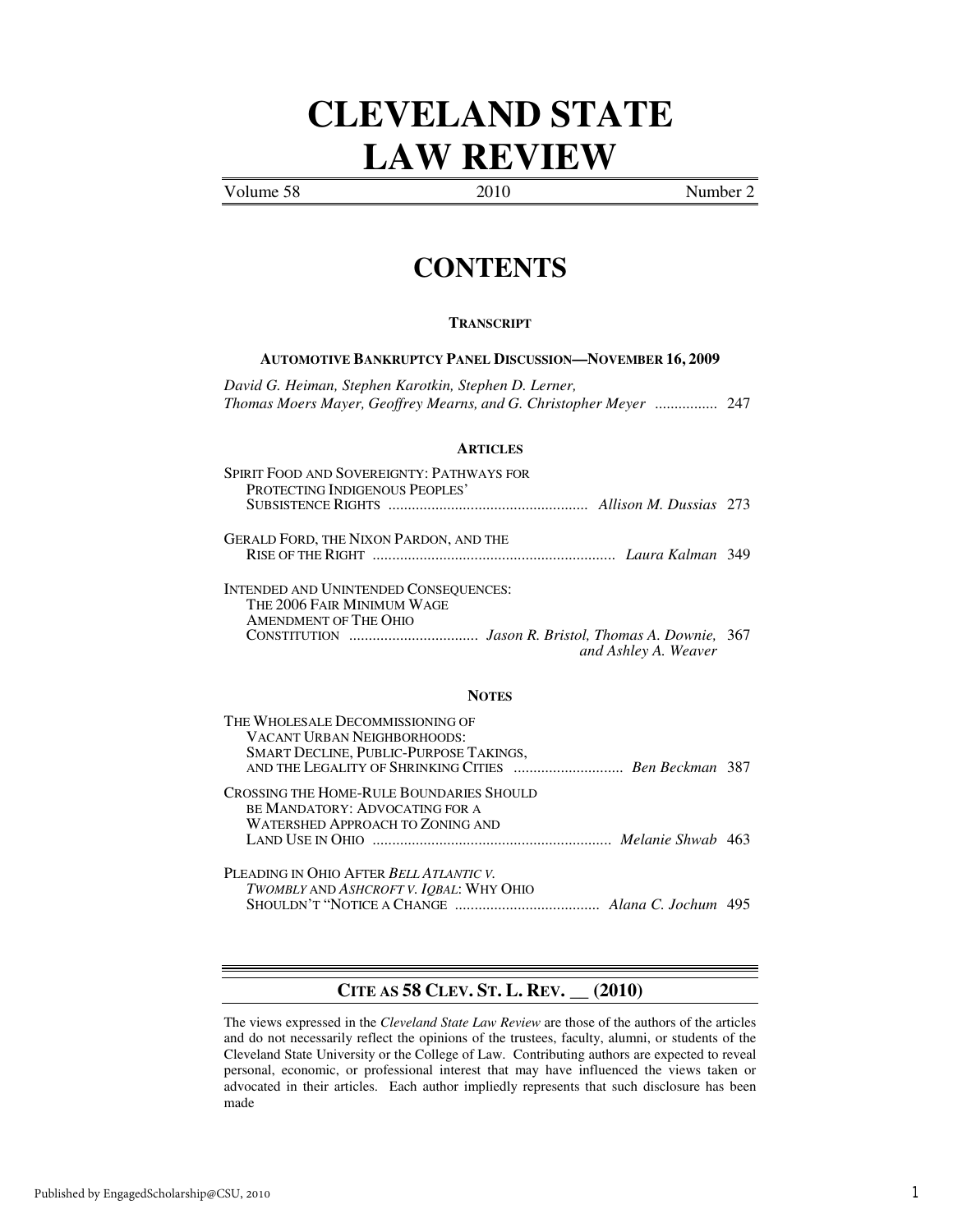# CLEVELAND STATE LAW REVIEW

Volume 58 | 2010 | Number 2

## CONTENTS

### TRANSCRIPT

**AUTOMOTIVE BANKRUPTCY PANEL DISCUSSION—NOVEMBER 16, 2009**

*David G. Heiman, Stephen Karotkin, Stephen D. Lerner, Thomas Moers Mayer, Geoffrey Mearns, and G. Christopher Meyer* ................ 247

### ARTICLES

SPIRIT FOOD AND SOVEREIGNTY: PATHWAYS FOR PROTECTING INDIGENOUS PEOPLES' SUBSISTENCE RIGHTS .................................................. *Allison M. Dussias* 273

GERALD FORD, THE NIXON PARDON, AND THE RISE OF THE RIGHT ............................................................. *Laura Kalman* 349

INTENDED AND UNINTENDED CONSEQUENCES: THE 2006 FAIR MINIMUM WAGE AMENDMENT OF THE OHIO CONSTITUTION ................................. *Jason R. Bristol, Thomas A. Downie, and Ashley A. Weaver* 367

### NOTES

THE WHOLESALE DECOMMISSIONING OF VACANT URBAN NEIGHBORHOODS: SMART DECLINE, PUBLIC-PURPOSE TAKINGS, AND THE LEGALITY OF SHRINKING CITIES ............................ *Ben Beckman* 387

CROSSING THE HOME-RULE BOUNDARIES SHOULD BE MANDATORY: ADVOCATING FOR A WATERSHED APPROACH TO ZONING AND LAND USE IN OHIO ............................................................ *Melanie Shwab* 463

PLEADING IN OHIO AFTER *BELL ATLANTIC V. TWOMBLY* AND *ASHCROFT V. IQBAL*: WHY OHIO SHOULDN'T "NOTICE A CHANGE ..................................... *Alana C. Jochum* 495

**CITE AS 58 CLEV. ST. L. REV. __ (2010)**

The views expressed in the *Cleveland State Law Review* are those of the authors of the articles and do not necessarily reflect the opinions of the trustees, faculty, alumni, or students of the Cleveland State University or the College of Law. Contributing authors are expected to reveal personal, economic, or professional interest that may have influenced the views taken or advocated in their articles. Each author impliedly represents that such disclosure has been made